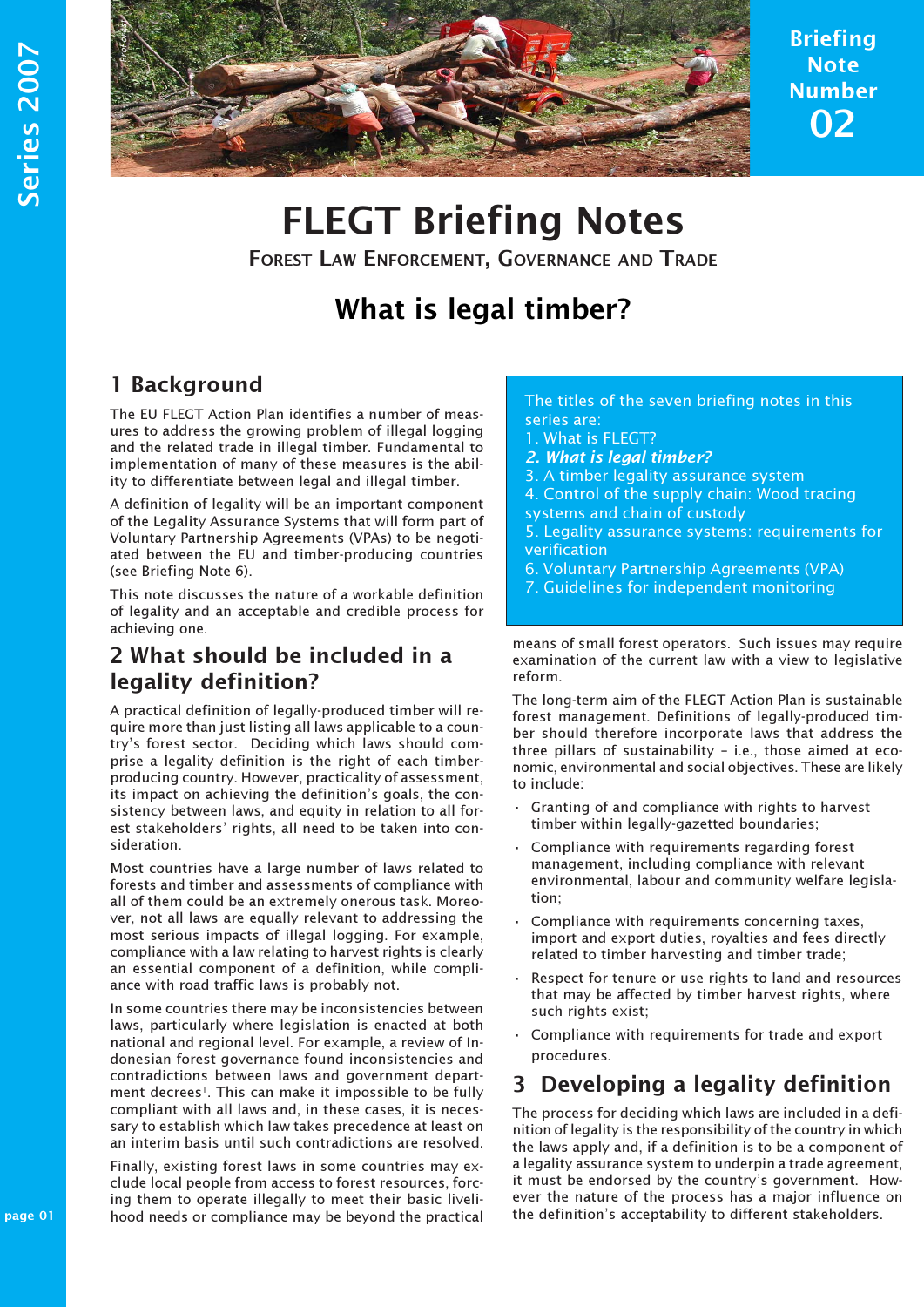Series 2007

Briefing Note Number 02

# FLEGT Briefing Notes

FOREST LAW ENFORCEMENT, GOVERNANCE AND TRADE

## What is legal timber?

## 1 Background

The EU FLEGT Action Plan identifies a number of measures to address the growing problem of illegal logging and the related trade in illegal timber. Fundamental to implementation of many of these measures is the ability to differentiate between legal and illegal timber.

A definition of legality will be an important component of the Legality Assurance Systems that will form part of Voluntary Partnership Agreements (VPAs) to be negotiated between the EU and timber-producing countries (see Briefing Note 6).

This note discusses the nature of a workable definition of legality and an acceptable and credible process for achieving one.

> The titles of the seven briefing notes in this series are:
> 1. What is FLEGT?
> 2. ***What is legal timber?***
> 3. A timber legality assurance system
> 4. Control of the supply chain: Wood tracing systems and chain of custody
> 5. Legality assurance systems: requirements for verification
> 6. Voluntary Partnership Agreements (VPA)
> 7. Guidelines for independent monitoring

## 2 What should be included in a legality definition?

A practical definition of legally-produced timber will require more than just listing all laws applicable to a country's forest sector. Deciding which laws should comprise a legality definition is the right of each timber-producing country. However, practicality of assessment, its impact on achieving the definition's goals, the consistency between laws, and equity in relation to all forest stakeholders' rights, all need to be taken into consideration.

Most countries have a large number of laws related to forests and timber and assessments of compliance with all of them could be an extremely onerous task. Moreover, not all laws are equally relevant to addressing the most serious impacts of illegal logging. For example, compliance with a law relating to harvest rights is clearly an essential component of a definition, while compliance with road traffic laws is probably not.

In some countries there may be inconsistencies between laws, particularly where legislation is enacted at both national and regional level. For example, a review of Indonesian forest governance found inconsistencies and contradictions between laws and government department decrees[1]. This can make it impossible to be fully compliant with all laws and, in these cases, it is necessary to establish which law takes precedence at least on an interim basis until such contradictions are resolved.

Finally, existing forest laws in some countries may exclude local people from access to forest resources, forcing them to operate illegally to meet their basic livelihood needs or compliance may be beyond the practical means of small forest operators. Such issues may require examination of the current law with a view to legislative reform.

The long-term aim of the FLEGT Action Plan is sustainable forest management. Definitions of legally-produced timber should therefore incorporate laws that address the three pillars of sustainability – i.e., those aimed at economic, environmental and social objectives. These are likely to include:

- Granting of and compliance with rights to harvest timber within legally-gazetted boundaries;
- Compliance with requirements regarding forest management, including compliance with relevant environmental, labour and community welfare legislation;
- Compliance with requirements concerning taxes, import and export duties, royalties and fees directly related to timber harvesting and timber trade;
- Respect for tenure or use rights to land and resources that may be affected by timber harvest rights, where such rights exist;
- Compliance with requirements for trade and export procedures.

## 3 Developing a legality definition

The process for deciding which laws are included in a definition of legality is the responsibility of the country in which the laws apply and, if a definition is to be a component of a legality assurance system to underpin a trade agreement, it must be endorsed by the country's government. However the nature of the process has a major influence on the definition's acceptability to different stakeholders.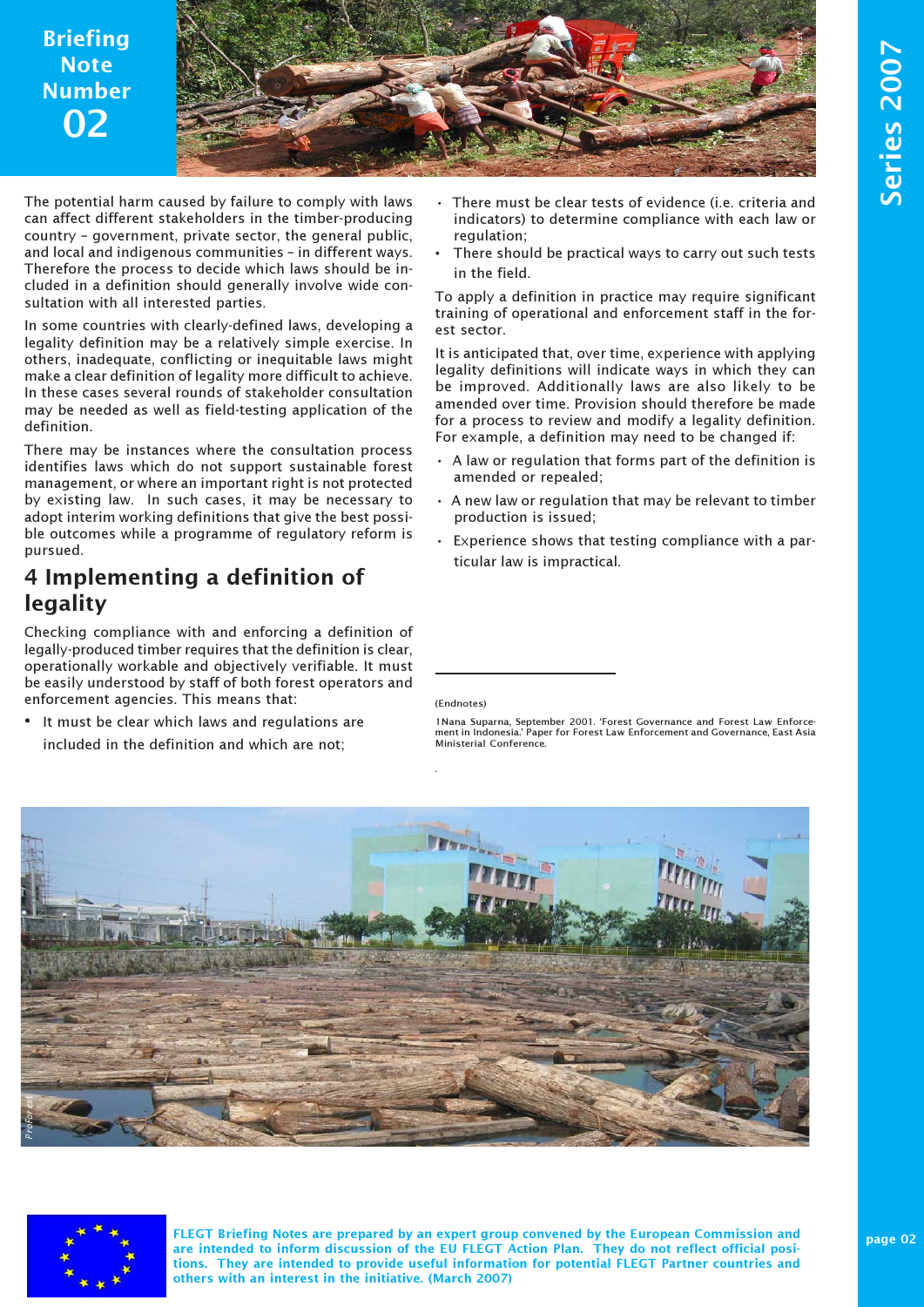The potential harm caused by failure to comply with laws can affect different stakeholders in the timber-producing country – government, private sector, the general public, and local and indigenous communities – in different ways. Therefore the process to decide which laws should be included in a definition should generally involve wide consultation with all interested parties.

In some countries with clearly-defined laws, developing a legality definition may be a relatively simple exercise. In others, inadequate, conflicting or inequitable laws might make a clear definition of legality more difficult to achieve. In these cases several rounds of stakeholder consultation may be needed as well as field-testing application of the definition.

There may be instances where the consultation process identifies laws which do not support sustainable forest management, or where an important right is not protected by existing law. In such cases, it may be necessary to adopt interim working definitions that give the best possible outcomes while a programme of regulatory reform is pursued.

## 4 Implementing a definition of legality

Checking compliance with and enforcing a definition of legally-produced timber requires that the definition is clear, operationally workable and objectively verifiable. It must be easily understood by staff of both forest operators and enforcement agencies. This means that:

- It must be clear which laws and regulations are included in the definition and which are not;
- There must be clear tests of evidence (i.e. criteria and indicators) to determine compliance with each law or regulation;
- There should be practical ways to carry out such tests in the field.

To apply a definition in practice may require significant training of operational and enforcement staff in the forest sector.

It is anticipated that, over time, experience with applying legality definitions will indicate ways in which they can be improved. Additionally laws are also likely to be amended over time. Provision should therefore be made for a process to review and modify a legality definition. For example, a definition may need to be changed if:

- A law or regulation that forms part of the definition is amended or repealed;
- A new law or regulation that may be relevant to timber production is issued;
- Experience shows that testing compliance with a particular law is impractical.

(Endnotes)

1 Nana Suparna, September 2001. 'Forest Governance and Forest Law Enforcement in Indonesia.' Paper for Forest Law Enforcement and Governance, East Asia Ministerial Conference.

**FLEGT Briefing Notes are prepared by an expert group convened by the European Commission and are intended to inform discussion of the EU FLEGT Action Plan. They do not reflect official positions. They are intended to provide useful information for potential FLEGT Partner countries and others with an interest in the initiative. (March 2007)**